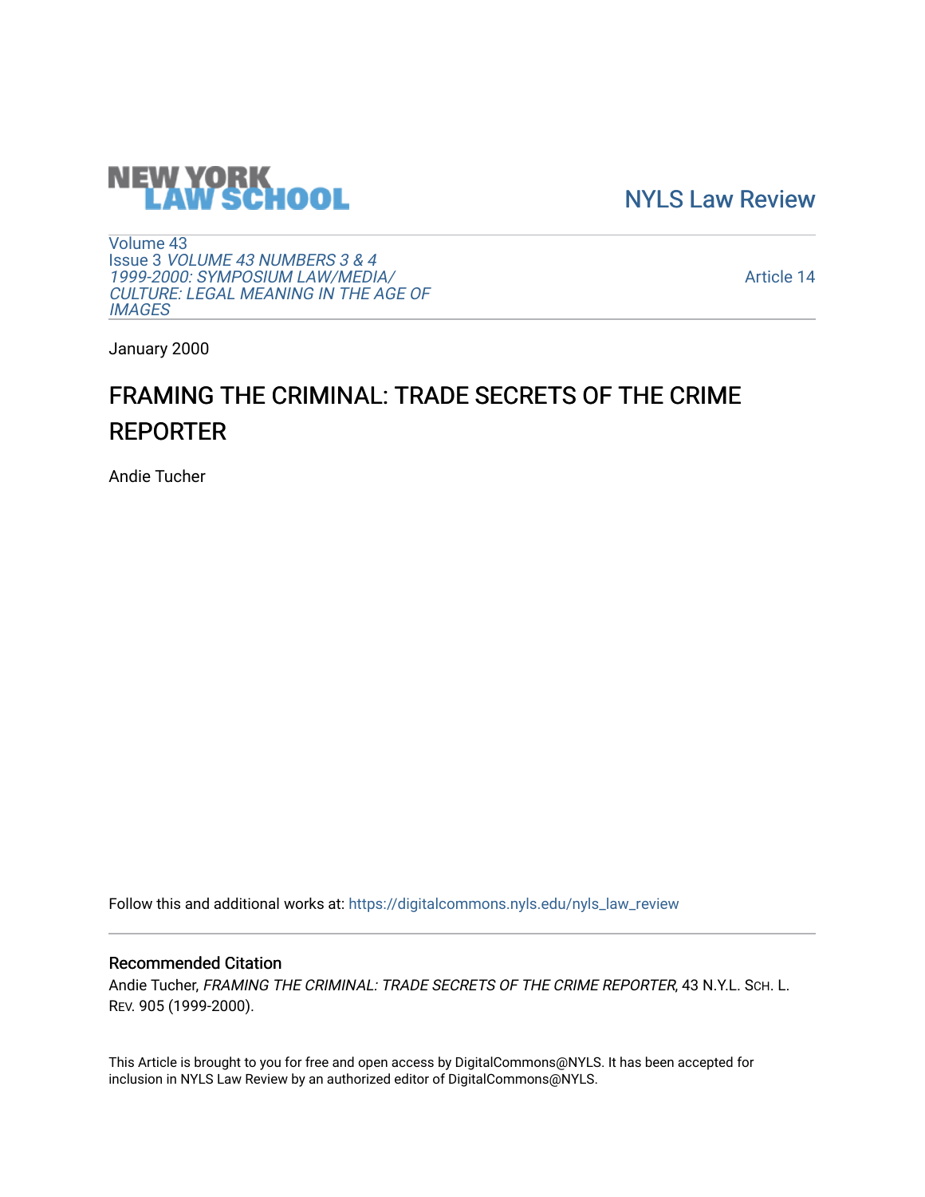NEW YORK LAW SCHOOL

NYLS Law Review

Volume 43
Issue 3 *VOLUME 43 NUMBERS 3 & 4 1999-2000: SYMPOSIUM LAW/MEDIA/ CULTURE: LEGAL MEANING IN THE AGE OF IMAGES*

Article 14

January 2000

# FRAMING THE CRIMINAL: TRADE SECRETS OF THE CRIME REPORTER

Andie Tucher

Follow this and additional works at: https://digitalcommons.nyls.edu/nyls_law_review

## Recommended Citation

Andie Tucher, *FRAMING THE CRIMINAL: TRADE SECRETS OF THE CRIME REPORTER*, 43 N.Y.L. SCH. L. REV. 905 (1999-2000).

This Article is brought to you for free and open access by DigitalCommons@NYLS. It has been accepted for inclusion in NYLS Law Review by an authorized editor of DigitalCommons@NYLS.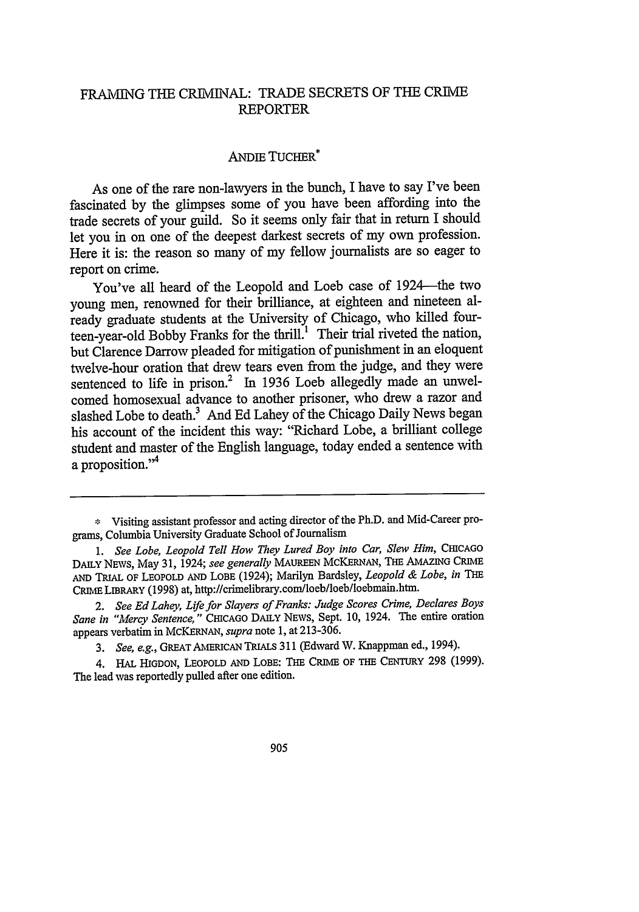# FRAMING THE CRIMINAL: TRADE SECRETS OF THE CRIME REPORTER

ANDIE TUCHER*

As one of the rare non-lawyers in the bunch, I have to say I've been fascinated by the glimpses some of you have been affording into the trade secrets of your guild. So it seems only fair that in return I should let you in on one of the deepest darkest secrets of my own profession. Here it is: the reason so many of my fellow journalists are so eager to report on crime.

You've all heard of the Leopold and Loeb case of 1924—the two young men, renowned for their brilliance, at eighteen and nineteen already graduate students at the University of Chicago, who killed fourteen-year-old Bobby Franks for the thrill.[1] Their trial riveted the nation, but Clarence Darrow pleaded for mitigation of punishment in an eloquent twelve-hour oration that drew tears even from the judge, and they were sentenced to life in prison.[2] In 1936 Loeb allegedly made an unwelcomed homosexual advance to another prisoner, who drew a razor and slashed Lobe to death.[3] And Ed Lahey of the Chicago Daily News began his account of the incident this way: "Richard Lobe, a brilliant college student and master of the English language, today ended a sentence with a proposition."[4]

---

\* Visiting assistant professor and acting director of the Ph.D. and Mid-Career programs, Columbia University Graduate School of Journalism

1. *See Lobe, Leopold Tell How They Lured Boy into Car, Slew Him*, CHICAGO DAILY NEWS, May 31, 1924; *see generally* MAUREEN MCKERNAN, THE AMAZING CRIME AND TRIAL OF LEOPOLD AND LOBE (1924); Marilyn Bardsley, *Leopold & Lobe*, *in* THE CRIME LIBRARY (1998) at, http://crimelibrary.com/loeb/loeb/loebmain.htm.

2. *See Ed Lahey, Life for Slayers of Franks: Judge Scores Crime, Declares Boys Sane in "Mercy Sentence,"* CHICAGO DAILY NEWS, Sept. 10, 1924. The entire oration appears verbatim in MCKERNAN, *supra* note 1, at 213-306.

3. *See, e.g.*, GREAT AMERICAN TRIALS 311 (Edward W. Knappman ed., 1994).

4. HAL HIGDON, LEOPOLD AND LOBE: THE CRIME OF THE CENTURY 298 (1999). The lead was reportedly pulled after one edition.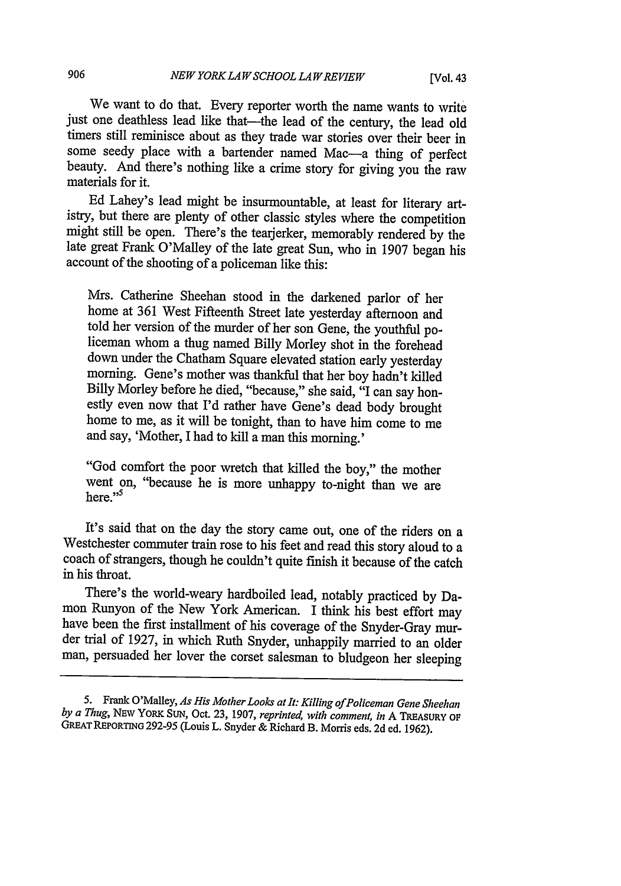We want to do that. Every reporter worth the name wants to write just one deathless lead like that—the lead of the century, the lead old timers still reminisce about as they trade war stories over their beer in some seedy place with a bartender named Mac—a thing of perfect beauty. And there's nothing like a crime story for giving you the raw materials for it.

Ed Lahey's lead might be insurmountable, at least for literary artistry, but there are plenty of other classic styles where the competition might still be open. There's the tearjerker, memorably rendered by the late great Frank O'Malley of the late great Sun, who in 1907 began his account of the shooting of a policeman like this:

> Mrs. Catherine Sheehan stood in the darkened parlor of her home at 361 West Fifteenth Street late yesterday afternoon and told her version of the murder of her son Gene, the youthful policeman whom a thug named Billy Morley shot in the forehead down under the Chatham Square elevated station early yesterday morning. Gene's mother was thankful that her boy hadn't killed Billy Morley before he died, "because," she said, "I can say honestly even now that I'd rather have Gene's dead body brought home to me, as it will be tonight, than to have him come to me and say, 'Mother, I had to kill a man this morning.'
>
> "God comfort the poor wretch that killed the boy," the mother went on, "because he is more unhappy to-night than we are here."[5]

It's said that on the day the story came out, one of the riders on a Westchester commuter train rose to his feet and read this story aloud to a coach of strangers, though he couldn't quite finish it because of the catch in his throat.

There's the world-weary hardboiled lead, notably practiced by Damon Runyon of the New York American. I think his best effort may have been the first installment of his coverage of the Snyder-Gray murder trial of 1927, in which Ruth Snyder, unhappily married to an older man, persuaded her lover the corset salesman to bludgeon her sleeping

---

5. Frank O'Malley, *As His Mother Looks at It: Killing of Policeman Gene Sheehan by a Thug*, NEW YORK SUN, Oct. 23, 1907, *reprinted, with comment, in* A TREASURY OF GREAT REPORTING 292-95 (Louis L. Snyder & Richard B. Morris eds. 2d ed. 1962).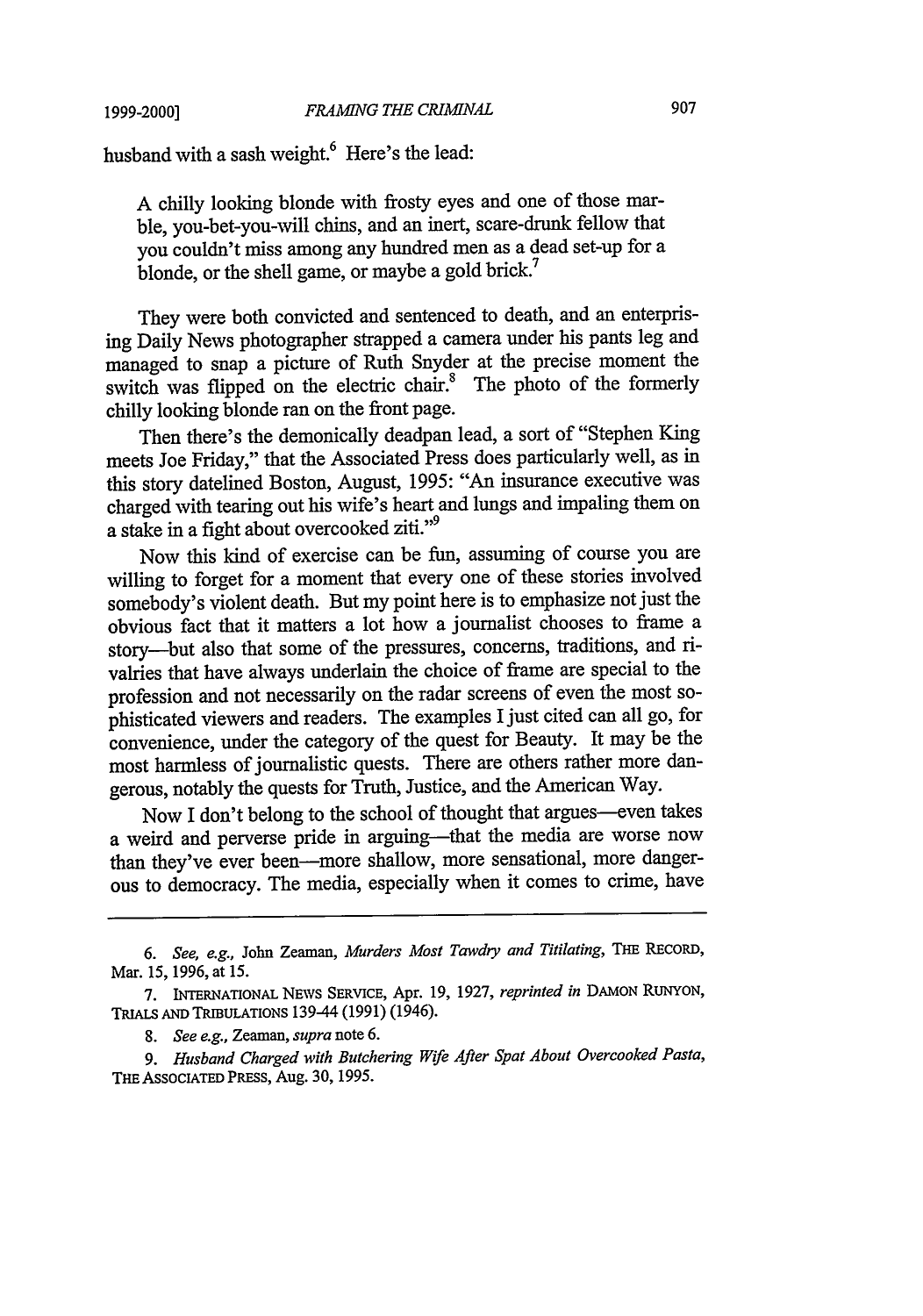husband with a sash weight.[6] Here's the lead:

> A chilly looking blonde with frosty eyes and one of those marble, you-bet-you-will chins, and an inert, scare-drunk fellow that you couldn't miss among any hundred men as a dead set-up for a blonde, or the shell game, or maybe a gold brick.[7]

They were both convicted and sentenced to death, and an enterprising Daily News photographer strapped a camera under his pants leg and managed to snap a picture of Ruth Snyder at the precise moment the switch was flipped on the electric chair.[8] The photo of the formerly chilly looking blonde ran on the front page.

Then there's the demonically deadpan lead, a sort of "Stephen King meets Joe Friday," that the Associated Press does particularly well, as in this story datelined Boston, August, 1995: "An insurance executive was charged with tearing out his wife's heart and lungs and impaling them on a stake in a fight about overcooked ziti."[9]

Now this kind of exercise can be fun, assuming of course you are willing to forget for a moment that every one of these stories involved somebody's violent death. But my point here is to emphasize not just the obvious fact that it matters a lot how a journalist chooses to frame a story—but also that some of the pressures, concerns, traditions, and rivalries that have always underlain the choice of frame are special to the profession and not necessarily on the radar screens of even the most sophisticated viewers and readers. The examples I just cited can all go, for convenience, under the category of the quest for Beauty. It may be the most harmless of journalistic quests. There are others rather more dangerous, notably the quests for Truth, Justice, and the American Way.

Now I don't belong to the school of thought that argues—even takes a weird and perverse pride in arguing—that the media are worse now than they've ever been—more shallow, more sensational, more dangerous to democracy. The media, especially when it comes to crime, have

---

6. *See, e.g.*, John Zeaman, *Murders Most Tawdry and Titilating*, THE RECORD, Mar. 15, 1996, at 15.

7. INTERNATIONAL NEWS SERVICE, Apr. 19, 1927, *reprinted in* DAMON RUNYON, TRIALS AND TRIBULATIONS 139-44 (1991) (1946).

8. *See e.g.*, Zeaman, *supra* note 6.

9. *Husband Charged with Butchering Wife After Spat About Overcooked Pasta*, THE ASSOCIATED PRESS, Aug. 30, 1995.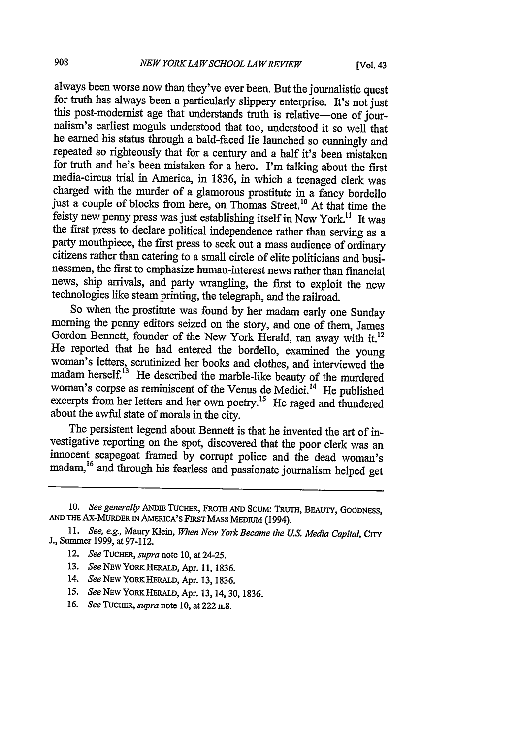always been worse now than they've ever been. But the journalistic quest for truth has always been a particularly slippery enterprise. It's not just this post-modernist age that understands truth is relative—one of journalism's earliest moguls understood that too, understood it so well that he earned his status through a bald-faced lie launched so cunningly and repeated so righteously that for a century and a half it's been mistaken for truth and he's been mistaken for a hero. I'm talking about the first media-circus trial in America, in 1836, in which a teenaged clerk was charged with the murder of a glamorous prostitute in a fancy bordello just a couple of blocks from here, on Thomas Street.[10] At that time the feisty new penny press was just establishing itself in New York.[11] It was the first press to declare political independence rather than serving as a party mouthpiece, the first press to seek out a mass audience of ordinary citizens rather than catering to a small circle of elite politicians and businessmen, the first to emphasize human-interest news rather than financial news, ship arrivals, and party wrangling, the first to exploit the new technologies like steam printing, the telegraph, and the railroad.

So when the prostitute was found by her madam early one Sunday morning the penny editors seized on the story, and one of them, James Gordon Bennett, founder of the New York Herald, ran away with it.[12] He reported that he had entered the bordello, examined the young woman's letters, scrutinized her books and clothes, and interviewed the madam herself.[13] He described the marble-like beauty of the murdered woman's corpse as reminiscent of the Venus de Medici.[14] He published excerpts from her letters and her own poetry.[15] He raged and thundered about the awful state of morals in the city.

The persistent legend about Bennett is that he invented the art of investigative reporting on the spot, discovered that the poor clerk was an innocent scapegoat framed by corrupt police and the dead woman's madam,[16] and through his fearless and passionate journalism helped get

---

10. *See generally* ANDIE TUCHER, FROTH AND SCUM: TRUTH, BEAUTY, GOODNESS, AND THE AX-MURDER IN AMERICA'S FIRST MASS MEDIUM (1994).

11. *See, e.g.*, Maury Klein, *When New York Became the U.S. Media Capital*, CITY J., Summer 1999, at 97-112.

12. *See* TUCHER, *supra* note 10, at 24-25.

13. *See* NEW YORK HERALD, Apr. 11, 1836.

14. *See* NEW YORK HERALD, Apr. 13, 1836.

15. *See* NEW YORK HERALD, Apr. 13, 14, 30, 1836.

16. *See* TUCHER, *supra* note 10, at 222 n.8.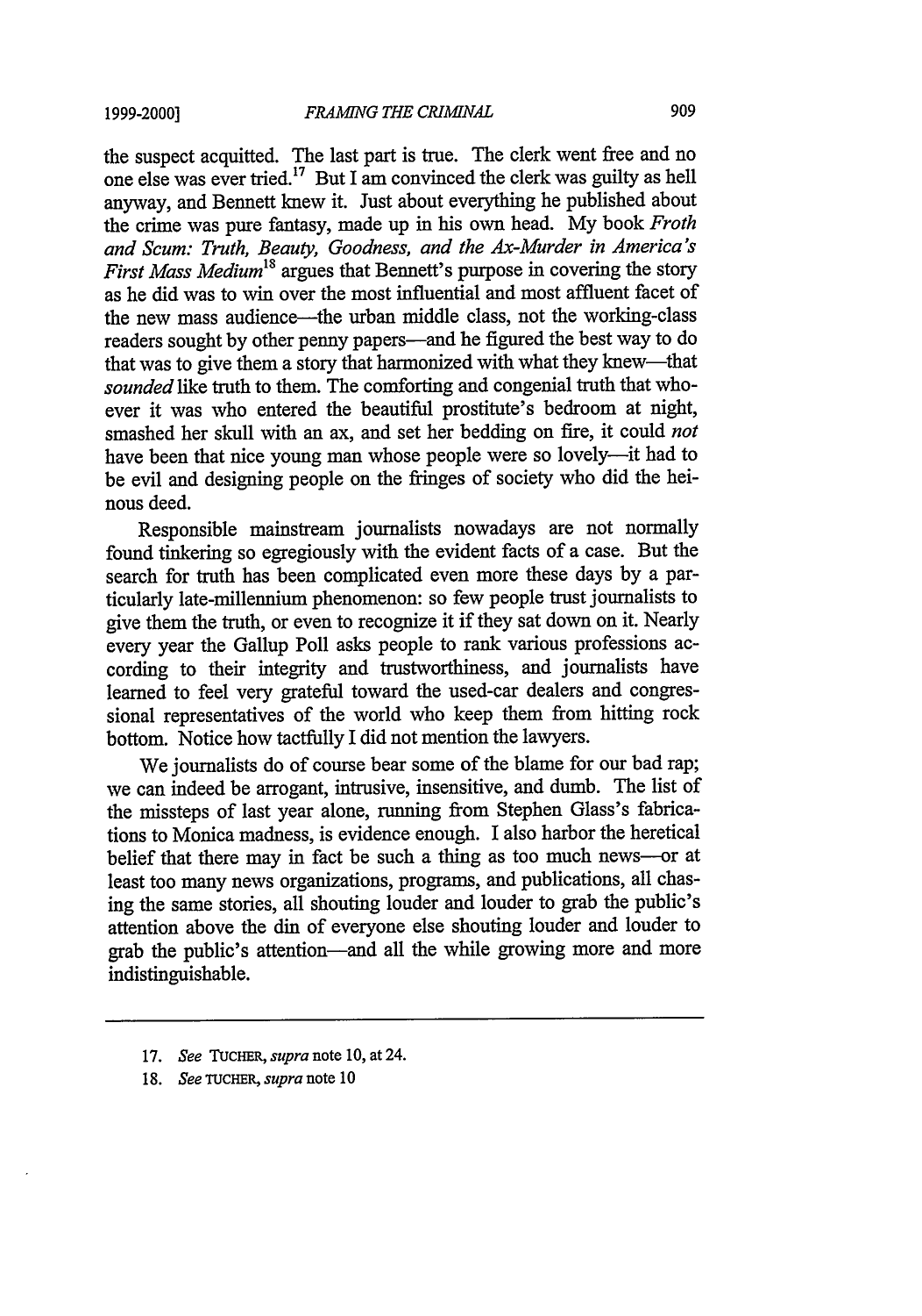the suspect acquitted. The last part is true. The clerk went free and no one else was ever tried.[17] But I am convinced the clerk was guilty as hell anyway, and Bennett knew it. Just about everything he published about the crime was pure fantasy, made up in his own head. My book *Froth and Scum: Truth, Beauty, Goodness, and the Ax-Murder in America's First Mass Medium*[18] argues that Bennett's purpose in covering the story as he did was to win over the most influential and most affluent facet of the new mass audience—the urban middle class, not the working-class readers sought by other penny papers—and he figured the best way to do that was to give them a story that harmonized with what they knew—that *sounded* like truth to them. The comforting and congenial truth that whoever it was who entered the beautiful prostitute's bedroom at night, smashed her skull with an ax, and set her bedding on fire, it could *not* have been that nice young man whose people were so lovely—it had to be evil and designing people on the fringes of society who did the heinous deed.

Responsible mainstream journalists nowadays are not normally found tinkering so egregiously with the evident facts of a case. But the search for truth has been complicated even more these days by a particularly late-millennium phenomenon: so few people trust journalists to give them the truth, or even to recognize it if they sat down on it. Nearly every year the Gallup Poll asks people to rank various professions according to their integrity and trustworthiness, and journalists have learned to feel very grateful toward the used-car dealers and congressional representatives of the world who keep them from hitting rock bottom. Notice how tactfully I did not mention the lawyers.

We journalists do of course bear some of the blame for our bad rap; we can indeed be arrogant, intrusive, insensitive, and dumb. The list of the missteps of last year alone, running from Stephen Glass's fabrications to Monica madness, is evidence enough. I also harbor the heretical belief that there may in fact be such a thing as too much news—or at least too many news organizations, programs, and publications, all chasing the same stories, all shouting louder and louder to grab the public's attention above the din of everyone else shouting louder and louder to grab the public's attention—and all the while growing more and more indistinguishable.

---

17. *See* TUCHER, *supra* note 10, at 24.

18. *See* TUCHER, *supra* note 10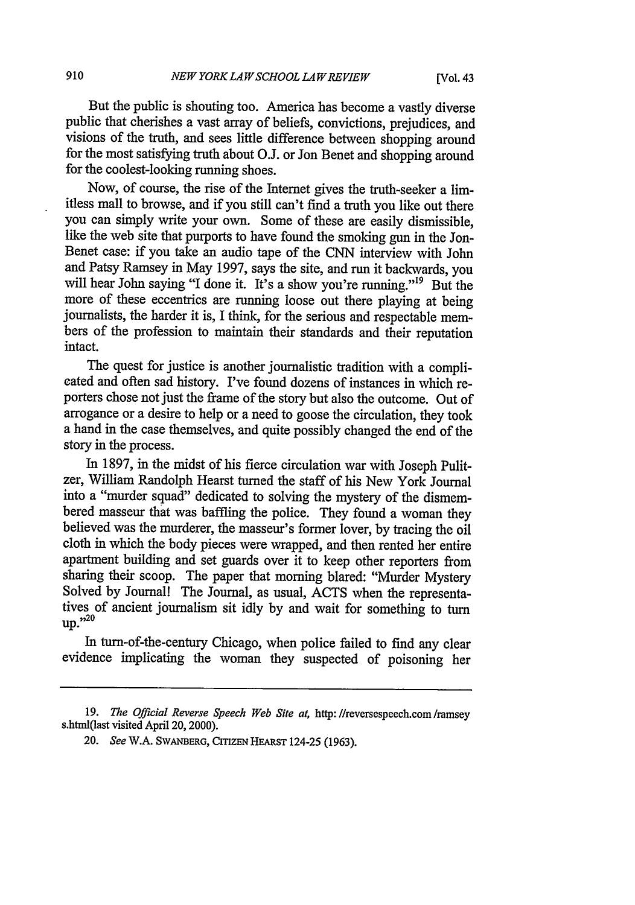But the public is shouting too. America has become a vastly diverse public that cherishes a vast array of beliefs, convictions, prejudices, and visions of the truth, and sees little difference between shopping around for the most satisfying truth about O.J. or Jon Benet and shopping around for the coolest-looking running shoes.

Now, of course, the rise of the Internet gives the truth-seeker a limitless mall to browse, and if you still can't find a truth you like out there you can simply write your own. Some of these are easily dismissible, like the web site that purports to have found the smoking gun in the JonBenet case: if you take an audio tape of the CNN interview with John and Patsy Ramsey in May 1997, says the site, and run it backwards, you will hear John saying "I done it. It's a show you're running."[19] But the more of these eccentrics are running loose out there playing at being journalists, the harder it is, I think, for the serious and respectable members of the profession to maintain their standards and their reputation intact.

The quest for justice is another journalistic tradition with a complicated and often sad history. I've found dozens of instances in which reporters chose not just the frame of the story but also the outcome. Out of arrogance or a desire to help or a need to goose the circulation, they took a hand in the case themselves, and quite possibly changed the end of the story in the process.

In 1897, in the midst of his fierce circulation war with Joseph Pulitzer, William Randolph Hearst turned the staff of his New York Journal into a "murder squad" dedicated to solving the mystery of the dismembered masseur that was baffling the police. They found a woman they believed was the murderer, the masseur's former lover, by tracing the oil cloth in which the body pieces were wrapped, and then rented her entire apartment building and set guards over it to keep other reporters from sharing their scoop. The paper that morning blared: "Murder Mystery Solved by Journal! The Journal, as usual, ACTS when the representatives of ancient journalism sit idly by and wait for something to turn up."[20]

In turn-of-the-century Chicago, when police failed to find any clear evidence implicating the woman they suspected of poisoning her

---

19. *The Official Reverse Speech Web Site at*, http://reversespeech.com/ramseys.html(last visited April 20, 2000).

20. *See* W.A. SWANBERG, CITIZEN HEARST 124-25 (1963).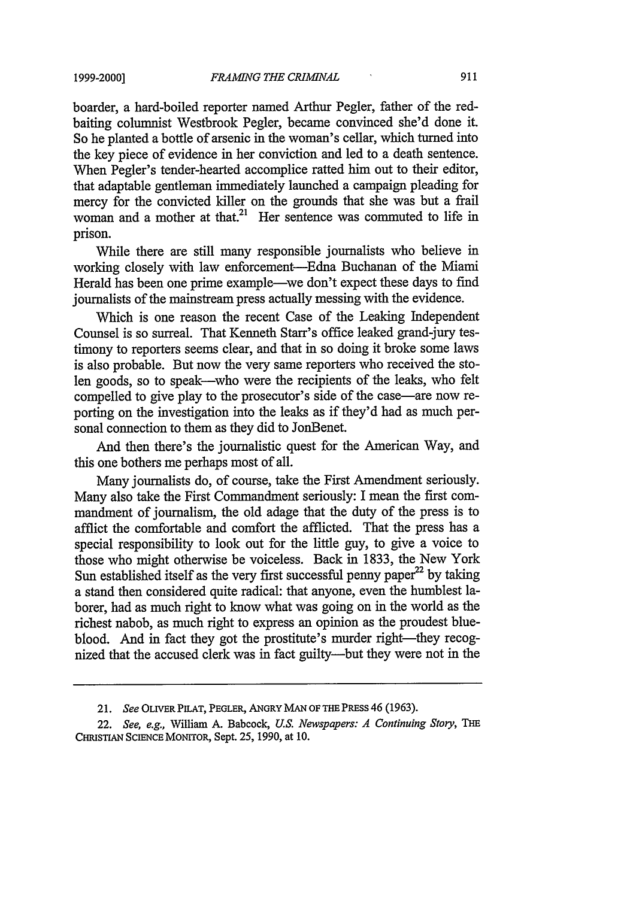boarder, a hard-boiled reporter named Arthur Pegler, father of the red-baiting columnist Westbrook Pegler, became convinced she'd done it. So he planted a bottle of arsenic in the woman's cellar, which turned into the key piece of evidence in her conviction and led to a death sentence. When Pegler's tender-hearted accomplice ratted him out to their editor, that adaptable gentleman immediately launched a campaign pleading for mercy for the convicted killer on the grounds that she was but a frail woman and a mother at that.[21] Her sentence was commuted to life in prison.

While there are still many responsible journalists who believe in working closely with law enforcement—Edna Buchanan of the Miami Herald has been one prime example—we don't expect these days to find journalists of the mainstream press actually messing with the evidence.

Which is one reason the recent Case of the Leaking Independent Counsel is so surreal. That Kenneth Starr's office leaked grand-jury testimony to reporters seems clear, and that in so doing it broke some laws is also probable. But now the very same reporters who received the stolen goods, so to speak—who were the recipients of the leaks, who felt compelled to give play to the prosecutor's side of the case—are now reporting on the investigation into the leaks as if they'd had as much personal connection to them as they did to JonBenet.

And then there's the journalistic quest for the American Way, and this one bothers me perhaps most of all.

Many journalists do, of course, take the First Amendment seriously. Many also take the First Commandment seriously: I mean the first commandment of journalism, the old adage that the duty of the press is to afflict the comfortable and comfort the afflicted. That the press has a special responsibility to look out for the little guy, to give a voice to those who might otherwise be voiceless. Back in 1833, the New York Sun established itself as the very first successful penny paper[22] by taking a stand then considered quite radical: that anyone, even the humblest laborer, had as much right to know what was going on in the world as the richest nabob, as much right to express an opinion as the proudest blueblood. And in fact they got the prostitute's murder right—they recognized that the accused clerk was in fact guilty—but they were not in the

---

21. *See* OLIVER PILAT, PEGLER, ANGRY MAN OF THE PRESS 46 (1963).

22. *See, e.g.,* William A. Babcock, *U.S. Newspapers: A Continuing Story*, THE CHRISTIAN SCIENCE MONITOR, Sept. 25, 1990, at 10.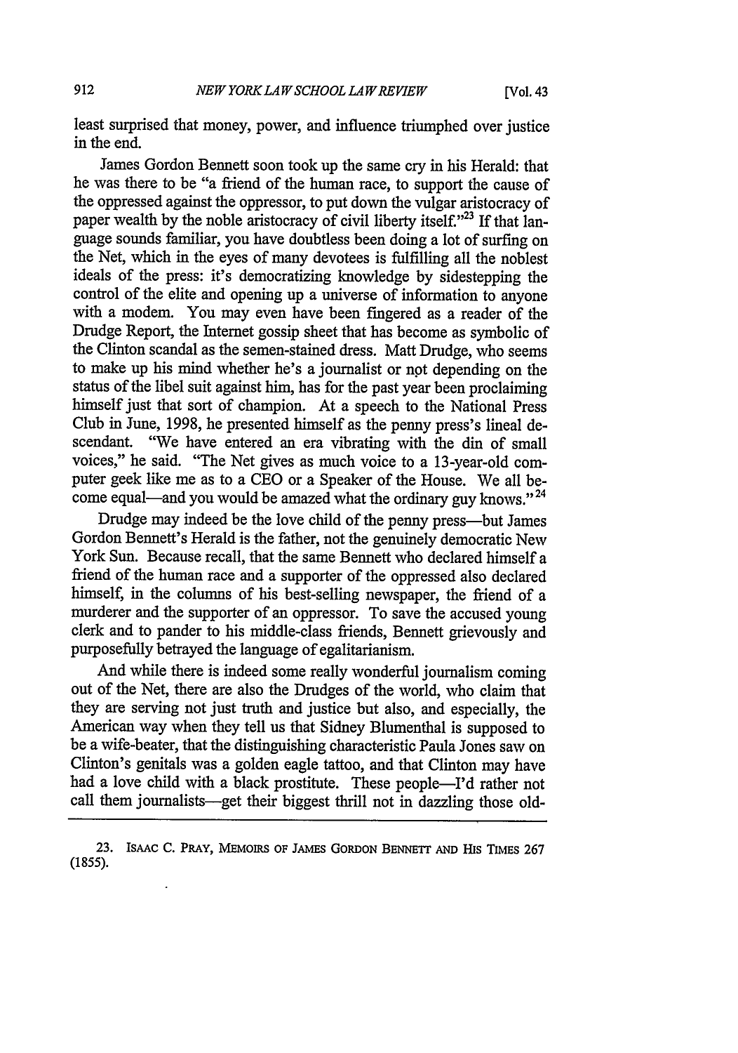least surprised that money, power, and influence triumphed over justice in the end.

James Gordon Bennett soon took up the same cry in his Herald: that he was there to be "a friend of the human race, to support the cause of the oppressed against the oppressor, to put down the vulgar aristocracy of paper wealth by the noble aristocracy of civil liberty itself."[23] If that language sounds familiar, you have doubtless been doing a lot of surfing on the Net, which in the eyes of many devotees is fulfilling all the noblest ideals of the press: it's democratizing knowledge by sidestepping the control of the elite and opening up a universe of information to anyone with a modem. You may even have been fingered as a reader of the Drudge Report, the Internet gossip sheet that has become as symbolic of the Clinton scandal as the semen-stained dress. Matt Drudge, who seems to make up his mind whether he's a journalist or not depending on the status of the libel suit against him, has for the past year been proclaiming himself just that sort of champion. At a speech to the National Press Club in June, 1998, he presented himself as the penny press's lineal descendant. "We have entered an era vibrating with the din of small voices," he said. "The Net gives as much voice to a 13-year-old computer geek like me as to a CEO or a Speaker of the House. We all become equal—and you would be amazed what the ordinary guy knows."[24]

Drudge may indeed be the love child of the penny press—but James Gordon Bennett's Herald is the father, not the genuinely democratic New York Sun. Because recall, that the same Bennett who declared himself a friend of the human race and a supporter of the oppressed also declared himself, in the columns of his best-selling newspaper, the friend of a murderer and the supporter of an oppressor. To save the accused young clerk and to pander to his middle-class friends, Bennett grievously and purposefully betrayed the language of egalitarianism.

And while there is indeed some really wonderful journalism coming out of the Net, there are also the Drudges of the world, who claim that they are serving not just truth and justice but also, and especially, the American way when they tell us that Sidney Blumenthal is supposed to be a wife-beater, that the distinguishing characteristic Paula Jones saw on Clinton's genitals was a golden eagle tattoo, and that Clinton may have had a love child with a black prostitute. These people—I'd rather not call them journalists—get their biggest thrill not in dazzling those old-

---

23. ISAAC C. PRAY, MEMOIRS OF JAMES GORDON BENNETT AND HIS TIMES 267 (1855).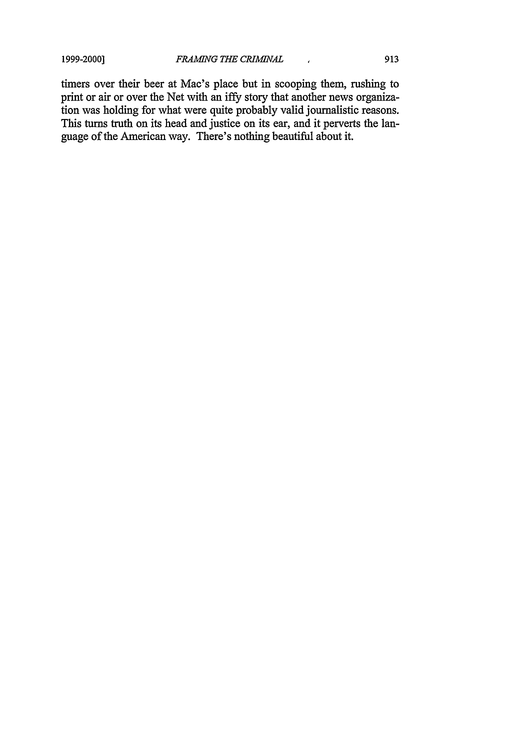timers over their beer at Mac's place but in scooping them, rushing to print or air or over the Net with an iffy story that another news organization was holding for what were quite probably valid journalistic reasons. This turns truth on its head and justice on its ear, and it perverts the language of the American way. There's nothing beautiful about it.